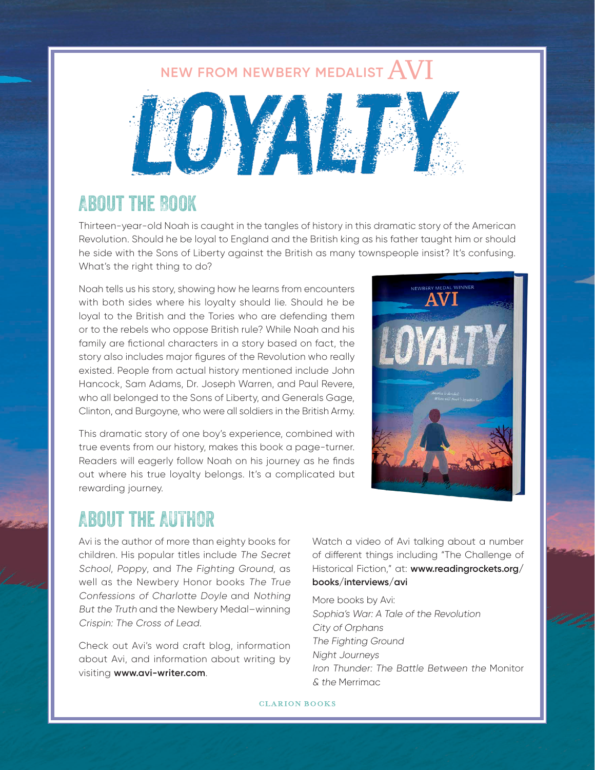NEW FROM NEWBERY MEDALIST AVI

# LOYALTY

## ABOUT THE BOOK

Thirteen-year-old Noah is caught in the tangles of history in this dramatic story of the American Revolution. Should he be loyal to England and the British king as his father taught him or should he side with the Sons of Liberty against the British as many townspeople insist? It's confusing. What's the right thing to do?

Noah tells us his story, showing how he learns from encounters with both sides where his loyalty should lie. Should he be loyal to the British and the Tories who are defending them or to the rebels who oppose British rule? While Noah and his family are fictional characters in a story based on fact, the story also includes major figures of the Revolution who really existed. People from actual history mentioned include John Hancock, Sam Adams, Dr. Joseph Warren, and Paul Revere, who all belonged to the Sons of Liberty, and Generals Gage, Clinton, and Burgoyne, who were all soldiers in the British Army.

This dramatic story of one boy's experience, combined with true events from our history, makes this book a page-turner. Readers will eagerly follow Noah on his journey as he finds out where his true loyalty belongs. It's a complicated but rewarding journey.

## ABOUT THE AUTHOR

Avi is the author of more than eighty books for children. His popular titles include *The Secret School*, *Poppy*, and *The Fighting Ground*, as well as the Newbery Honor books *The True Confessions of Charlotte Doyle* and *Nothing But the Truth* and the Newbery Medal–winning *Crispin: The Cross of Lead*.

Check out Avi's word craft blog, information about Avi, and information about writing by visiting **www.avi-writer.com**.

Watch a video of Avi talking about a number of different things including "The Challenge of Historical Fiction," at: **www.readingrockets.org/books/interviews/avi**

More books by Avi:
*Sophia's War: A Tale of the Revolution*
*City of Orphans*
*The Fighting Ground*
*Night Journeys*
*Iron Thunder: The Battle Between the* Monitor *& the* Merrimac

CLARION BOOKS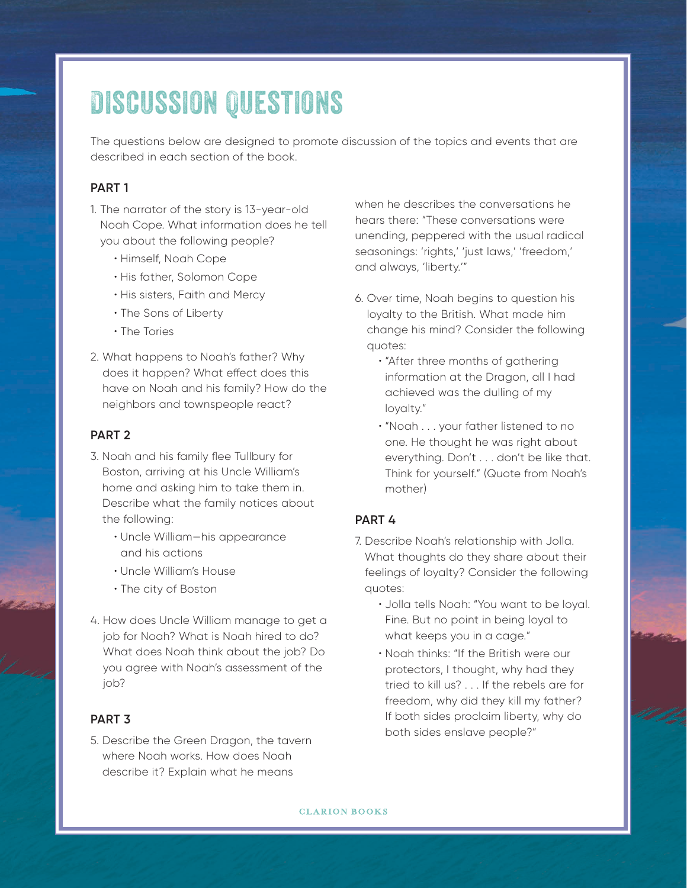# DISCUSSION QUESTIONS

The questions below are designed to promote discussion of the topics and events that are described in each section of the book.

## PART 1

1. The narrator of the story is 13-year-old Noah Cope. What information does he tell you about the following people?
   - Himself, Noah Cope
   - His father, Solomon Cope
   - His sisters, Faith and Mercy
   - The Sons of Liberty
   - The Tories

2. What happens to Noah's father? Why does it happen? What effect does this have on Noah and his family? How do the neighbors and townspeople react?

## PART 2

3. Noah and his family flee Tullbury for Boston, arriving at his Uncle William's home and asking him to take them in. Describe what the family notices about the following:
   - Uncle William—his appearance and his actions
   - Uncle William's House
   - The city of Boston

4. How does Uncle William manage to get a job for Noah? What is Noah hired to do? What does Noah think about the job? Do you agree with Noah's assessment of the job?

## PART 3

5. Describe the Green Dragon, the tavern where Noah works. How does Noah describe it? Explain what he means when he describes the conversations he hears there: "These conversations were unending, peppered with the usual radical seasonings: 'rights,' 'just laws,' 'freedom,' and always, 'liberty.'"

6. Over time, Noah begins to question his loyalty to the British. What made him change his mind? Consider the following quotes:
   - "After three months of gathering information at the Dragon, all I had achieved was the dulling of my loyalty."
   - "Noah . . . your father listened to no one. He thought he was right about everything. Don't . . . don't be like that. Think for yourself." (Quote from Noah's mother)

## PART 4

7. Describe Noah's relationship with Jolla. What thoughts do they share about their feelings of loyalty? Consider the following quotes:
   - Jolla tells Noah: "You want to be loyal. Fine. But no point in being loyal to what keeps you in a cage."
   - Noah thinks: "If the British were our protectors, I thought, why had they tried to kill us? . . . If the rebels are for freedom, why did they kill my father? If both sides proclaim liberty, why do both sides enslave people?"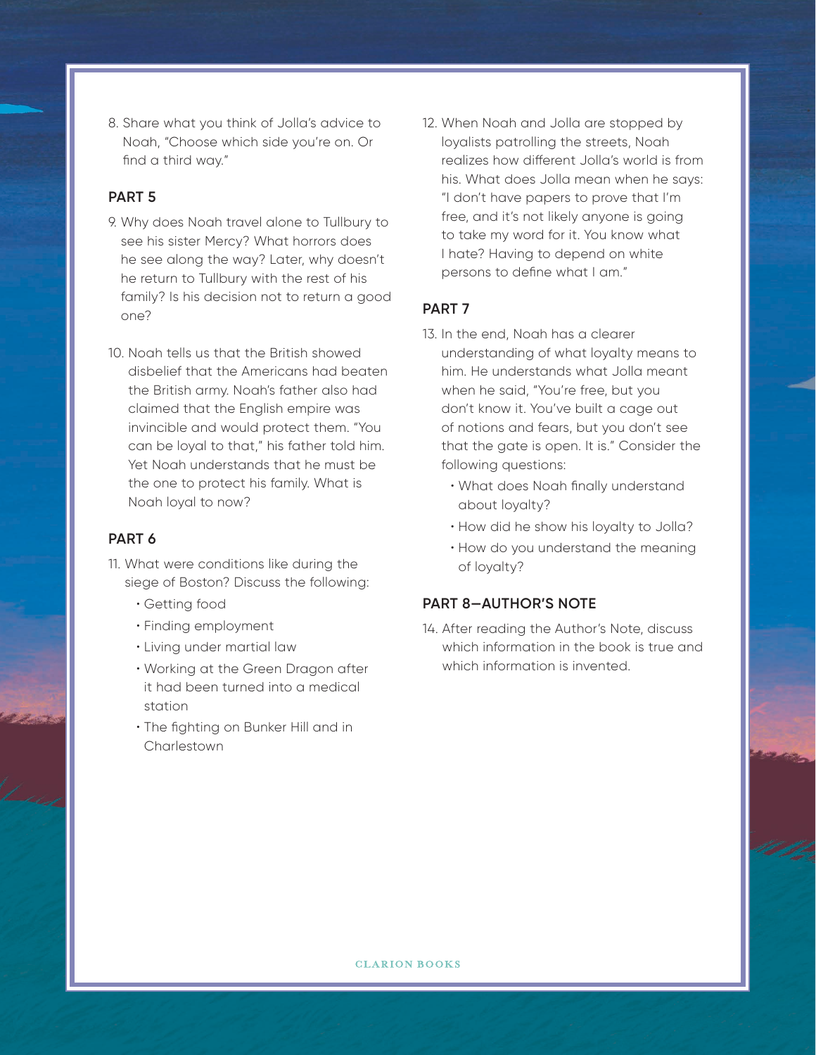8. Share what you think of Jolla's advice to Noah, "Choose which side you're on. Or find a third way."

## PART 5

9. Why does Noah travel alone to Tullbury to see his sister Mercy? What horrors does he see along the way? Later, why doesn't he return to Tullbury with the rest of his family? Is his decision not to return a good one?

10. Noah tells us that the British showed disbelief that the Americans had beaten the British army. Noah's father also had claimed that the English empire was invincible and would protect them. "You can be loyal to that," his father told him. Yet Noah understands that he must be the one to protect his family. What is Noah loyal to now?

## PART 6

11. What were conditions like during the siege of Boston? Discuss the following:
    - Getting food
    - Finding employment
    - Living under martial law
    - Working at the Green Dragon after it had been turned into a medical station
    - The fighting on Bunker Hill and in Charlestown

12. When Noah and Jolla are stopped by loyalists patrolling the streets, Noah realizes how different Jolla's world is from his. What does Jolla mean when he says: "I don't have papers to prove that I'm free, and it's not likely anyone is going to take my word for it. You know what I hate? Having to depend on white persons to define what I am."

## PART 7

13. In the end, Noah has a clearer understanding of what loyalty means to him. He understands what Jolla meant when he said, "You're free, but you don't know it. You've built a cage out of notions and fears, but you don't see that the gate is open. It is." Consider the following questions:
    - What does Noah finally understand about loyalty?
    - How did he show his loyalty to Jolla?
    - How do you understand the meaning of loyalty?

## PART 8—AUTHOR'S NOTE

14. After reading the Author's Note, discuss which information in the book is true and which information is invented.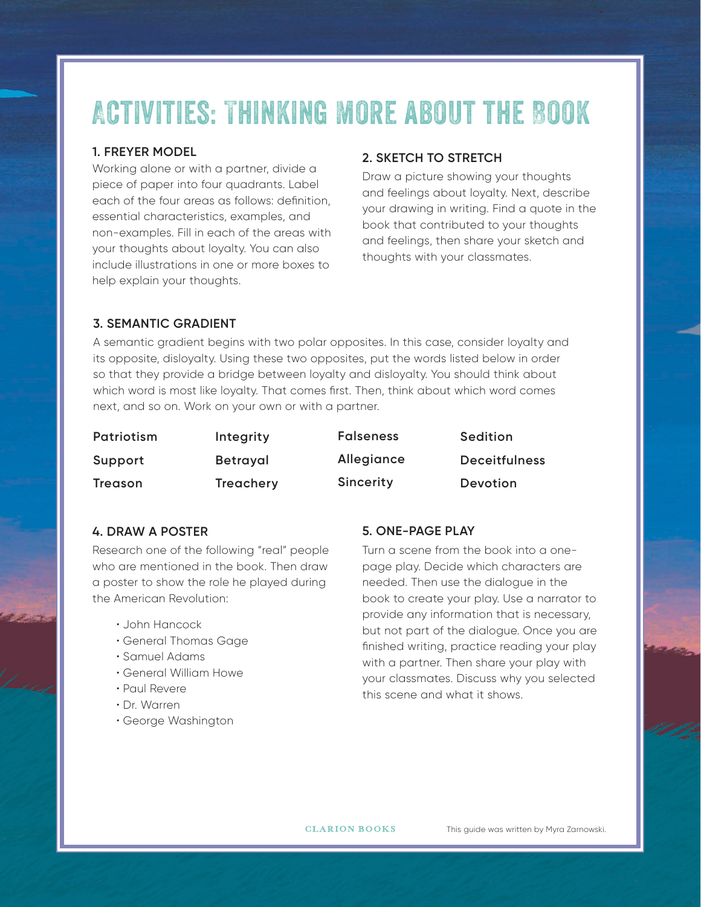# ACTIVITIES: THINKING MORE ABOUT THE BOOK

### 1. FREYER MODEL

Working alone or with a partner, divide a piece of paper into four quadrants. Label each of the four areas as follows: definition, essential characteristics, examples, and non-examples. Fill in each of the areas with your thoughts about loyalty. You can also include illustrations in one or more boxes to help explain your thoughts.

### 2. SKETCH TO STRETCH

Draw a picture showing your thoughts and feelings about loyalty. Next, describe your drawing in writing. Find a quote in the book that contributed to your thoughts and feelings, then share your sketch and thoughts with your classmates.

### 3. SEMANTIC GRADIENT

A semantic gradient begins with two polar opposites. In this case, consider loyalty and its opposite, disloyalty. Using these two opposites, put the words listed below in order so that they provide a bridge between loyalty and disloyalty. You should think about which word is most like loyalty. That comes first. Then, think about which word comes next, and so on. Work on your own or with a partner.

| | | | |
|---|---|---|---|
| **Patriotism** | **Integrity** | **Falseness** | **Sedition** |
| **Support** | **Betrayal** | **Allegiance** | **Deceitfulness** |
| **Treason** | **Treachery** | **Sincerity** | **Devotion** |

### 4. DRAW A POSTER

Research one of the following "real" people who are mentioned in the book. Then draw a poster to show the role he played during the American Revolution:

- John Hancock
- General Thomas Gage
- Samuel Adams
- General William Howe
- Paul Revere
- Dr. Warren
- George Washington

### 5. ONE-PAGE PLAY

Turn a scene from the book into a one-page play. Decide which characters are needed. Then use the dialogue in the book to create your play. Use a narrator to provide any information that is necessary, but not part of the dialogue. Once you are finished writing, practice reading your play with a partner. Then share your play with your classmates. Discuss why you selected this scene and what it shows.

CLARION BOOKS

This guide was written by Myra Zarnowski.